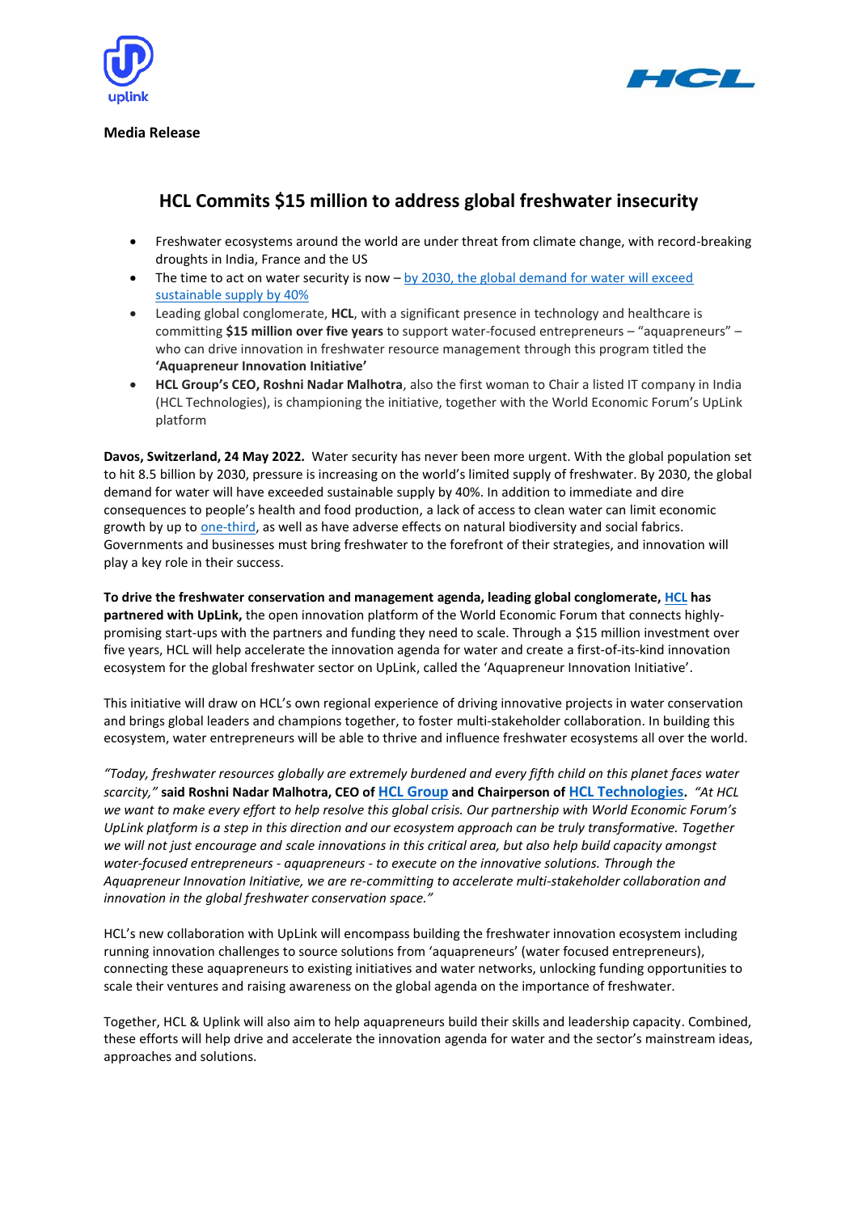**Media Release**

# HCL Commits $15 million to address global freshwater insecurity

- Freshwater ecosystems around the world are under threat from climate change, with record-breaking droughts in India, France and the US
- The time to act on water security is now – by 2030, the global demand for water will exceed sustainable supply by 40%
- Leading global conglomerate, **HCL**, with a significant presence in technology and healthcare is committing **$15 million over five years** to support water-focused entrepreneurs – "aquapreneurs" – who can drive innovation in freshwater resource management through this program titled the **'Aquapreneur Innovation Initiative'**
- **HCL Group's CEO, Roshni Nadar Malhotra**, also the first woman to Chair a listed IT company in India (HCL Technologies), is championing the initiative, together with the World Economic Forum's UpLink platform

**Davos, Switzerland, 24 May 2022.** Water security has never been more urgent. With the global population set to hit 8.5 billion by 2030, pressure is increasing on the world's limited supply of freshwater. By 2030, the global demand for water will have exceeded sustainable supply by 40%. In addition to immediate and dire consequences to people's health and food production, a lack of access to clean water can limit economic growth by up to one-third, as well as have adverse effects on natural biodiversity and social fabrics. Governments and businesses must bring freshwater to the forefront of their strategies, and innovation will play a key role in their success.

**To drive the freshwater conservation and management agenda, leading global conglomerate, HCL has partnered with UpLink,** the open innovation platform of the World Economic Forum that connects highly-promising start-ups with the partners and funding they need to scale. Through a $15 million investment over five years, HCL will help accelerate the innovation agenda for water and create a first-of-its-kind innovation ecosystem for the global freshwater sector on UpLink, called the 'Aquapreneur Innovation Initiative'.

This initiative will draw on HCL's own regional experience of driving innovative projects in water conservation and brings global leaders and champions together, to foster multi-stakeholder collaboration. In building this ecosystem, water entrepreneurs will be able to thrive and influence freshwater ecosystems all over the world.

*"Today, freshwater resources globally are extremely burdened and every fifth child on this planet faces water scarcity,"* **said Roshni Nadar Malhotra, CEO of HCL Group and Chairperson of HCL Technologies.** *"At HCL we want to make every effort to help resolve this global crisis. Our partnership with World Economic Forum's UpLink platform is a step in this direction and our ecosystem approach can be truly transformative. Together we will not just encourage and scale innovations in this critical area, but also help build capacity amongst water-focused entrepreneurs - aquapreneurs - to execute on the innovative solutions. Through the Aquapreneur Innovation Initiative, we are re-committing to accelerate multi-stakeholder collaboration and innovation in the global freshwater conservation space."*

HCL's new collaboration with UpLink will encompass building the freshwater innovation ecosystem including running innovation challenges to source solutions from 'aquapreneurs' (water focused entrepreneurs), connecting these aquapreneurs to existing initiatives and water networks, unlocking funding opportunities to scale their ventures and raising awareness on the global agenda on the importance of freshwater.

Together, HCL & Uplink will also aim to help aquapreneurs build their skills and leadership capacity. Combined, these efforts will help drive and accelerate the innovation agenda for water and the sector's mainstream ideas, approaches and solutions.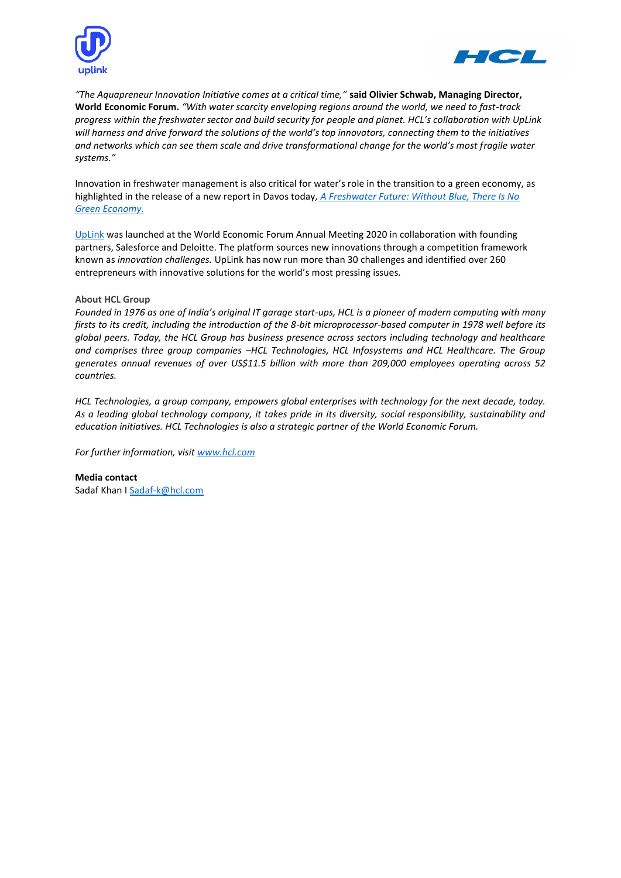*"The Aquapreneur Innovation Initiative comes at a critical time,"* **said Olivier Schwab, Managing Director, World Economic Forum.** *"With water scarcity enveloping regions around the world, we need to fast-track progress within the freshwater sector and build security for people and planet. HCL's collaboration with UpLink will harness and drive forward the solutions of the world's top innovators, connecting them to the initiatives and networks which can see them scale and drive transformational change for the world's most fragile water systems."*

Innovation in freshwater management is also critical for water's role in the transition to a green economy, as highlighted in the release of a new report in Davos today, *A Freshwater Future: Without Blue, There Is No Green Economy.*

UpLink was launched at the World Economic Forum Annual Meeting 2020 in collaboration with founding partners, Salesforce and Deloitte. The platform sources new innovations through a competition framework known as *innovation challenges.* UpLink has now run more than 30 challenges and identified over 260 entrepreneurs with innovative solutions for the world's most pressing issues.

**About HCL Group**

*Founded in 1976 as one of India's original IT garage start-ups, HCL is a pioneer of modern computing with many firsts to its credit, including the introduction of the 8-bit microprocessor-based computer in 1978 well before its global peers. Today, the HCL Group has business presence across sectors including technology and healthcare and comprises three group companies –HCL Technologies, HCL Infosystems and HCL Healthcare. The Group generates annual revenues of over US$11.5 billion with more than 209,000 employees operating across 52 countries.*

*HCL Technologies, a group company, empowers global enterprises with technology for the next decade, today. As a leading global technology company, it takes pride in its diversity, social responsibility, sustainability and education initiatives. HCL Technologies is also a strategic partner of the World Economic Forum.*

*For further information, visit www.hcl.com*

**Media contact**
Sadaf Khan I Sadaf-k@hcl.com